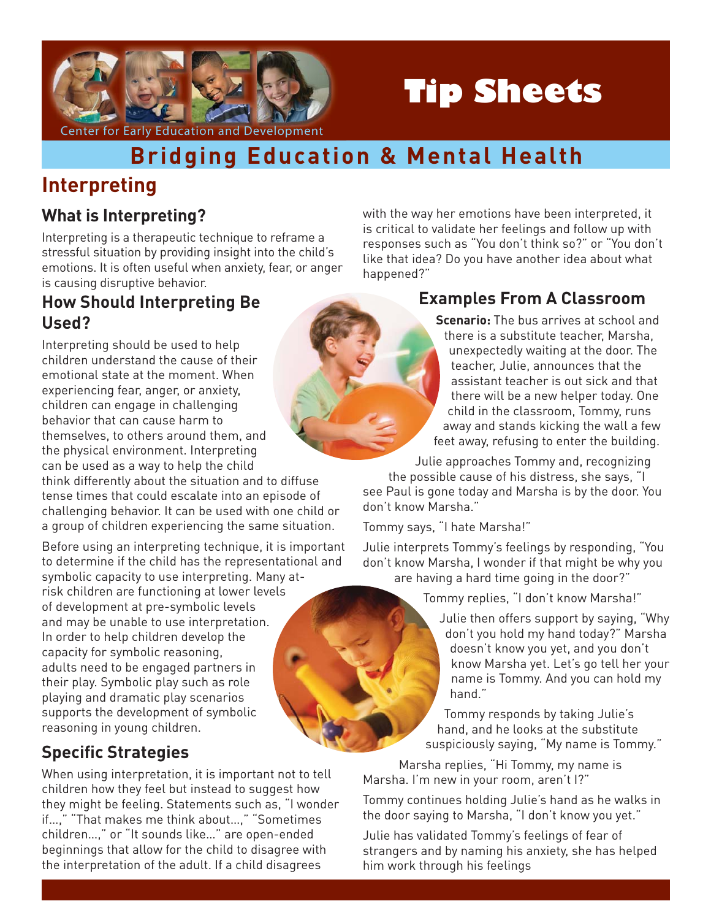Center for Early Education and Development

# Tip Sheets

## Bridging Education & Mental Health

# Interpreting

### What is Interpreting?

Interpreting is a therapeutic technique to reframe a stressful situation by providing insight into the child's emotions. It is often useful when anxiety, fear, or anger is causing disruptive behavior.

### How Should Interpreting Be Used?

Interpreting should be used to help children understand the cause of their emotional state at the moment. When experiencing fear, anger, or anxiety, children can engage in challenging behavior that can cause harm to themselves, to others around them, and the physical environment. Interpreting can be used as a way to help the child think differently about the situation and to diffuse tense times that could escalate into an episode of challenging behavior. It can be used with one child or a group of children experiencing the same situation.

Before using an interpreting technique, it is important to determine if the child has the representational and symbolic capacity to use interpreting. Many at-risk children are functioning at lower levels of development at pre-symbolic levels and may be unable to use interpretation. In order to help children develop the capacity for symbolic reasoning, adults need to be engaged partners in their play. Symbolic play such as role playing and dramatic play scenarios supports the development of symbolic reasoning in young children.

### Specific Strategies

When using interpretation, it is important not to tell children how they feel but instead to suggest how they might be feeling. Statements such as, "I wonder if...," "That makes me think about...," "Sometimes children...," or "It sounds like..." are open-ended beginnings that allow for the child to disagree with the interpretation of the adult. If a child disagrees with the way her emotions have been interpreted, it is critical to validate her feelings and follow up with responses such as "You don't think so?" or "You don't like that idea? Do you have another idea about what happened?"

### Examples From A Classroom

**Scenario:** The bus arrives at school and there is a substitute teacher, Marsha, unexpectedly waiting at the door. The teacher, Julie, announces that the assistant teacher is out sick and that there will be a new helper today. One child in the classroom, Tommy, runs away and stands kicking the wall a few feet away, refusing to enter the building.

Julie approaches Tommy and, recognizing the possible cause of his distress, she says, "I see Paul is gone today and Marsha is by the door. You don't know Marsha."

Tommy says, "I hate Marsha!"

Julie interprets Tommy's feelings by responding, "You don't know Marsha, I wonder if that might be why you are having a hard time going in the door?"

Tommy replies, "I don't know Marsha!"

Julie then offers support by saying, "Why don't you hold my hand today?" Marsha doesn't know you yet, and you don't know Marsha yet. Let's go tell her your name is Tommy. And you can hold my hand."

Tommy responds by taking Julie's hand, and he looks at the substitute suspiciously saying, "My name is Tommy."

Marsha replies, "Hi Tommy, my name is Marsha. I'm new in your room, aren't I?"

Tommy continues holding Julie's hand as he walks in the door saying to Marsha, "I don't know you yet."

Julie has validated Tommy's feelings of fear of strangers and by naming his anxiety, she has helped him work through his feelings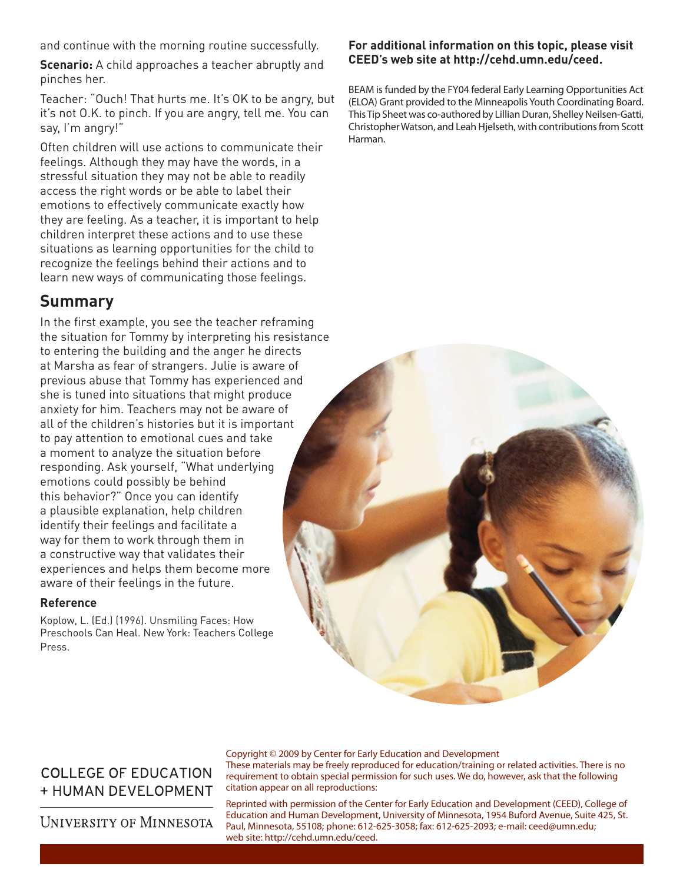and continue with the morning routine successfully.

**Scenario:** A child approaches a teacher abruptly and pinches her.

Teacher: "Ouch! That hurts me. It's OK to be angry, but it's not O.K. to pinch. If you are angry, tell me. You can say, I'm angry!"

Often children will use actions to communicate their feelings. Although they may have the words, in a stressful situation they may not be able to readily access the right words or be able to label their emotions to effectively communicate exactly how they are feeling. As a teacher, it is important to help children interpret these actions and to use these situations as learning opportunities for the child to recognize the feelings behind their actions and to learn new ways of communicating those feelings.

## Summary

In the first example, you see the teacher reframing the situation for Tommy by interpreting his resistance to entering the building and the anger he directs at Marsha as fear of strangers. Julie is aware of previous abuse that Tommy has experienced and she is tuned into situations that might produce anxiety for him. Teachers may not be aware of all of the children's histories but it is important to pay attention to emotional cues and take a moment to analyze the situation before responding. Ask yourself, "What underlying emotions could possibly be behind this behavior?" Once you can identify a plausible explanation, help children identify their feelings and facilitate a way for them to work through them in a constructive way that validates their experiences and helps them become more aware of their feelings in the future.

### Reference

Koplow, L. (Ed.) (1996). Unsmiling Faces: How Preschools Can Heal. New York: Teachers College Press.

**For additional information on this topic, please visit CEED's web site at http://cehd.umn.edu/ceed.**

BEAM is funded by the FY04 federal Early Learning Opportunities Act (ELOA) Grant provided to the Minneapolis Youth Coordinating Board. This Tip Sheet was co-authored by Lillian Duran, Shelley Neilsen-Gatti, Christopher Watson, and Leah Hjelseth, with contributions from Scott Harman.

COLLEGE OF EDUCATION + HUMAN DEVELOPMENT

UNIVERSITY OF MINNESOTA

Copyright © 2009 by Center for Early Education and Development
These materials may be freely reproduced for education/training or related activities. There is no requirement to obtain special permission for such uses. We do, however, ask that the following citation appear on all reproductions:

Reprinted with permission of the Center for Early Education and Development (CEED), College of Education and Human Development, University of Minnesota, 1954 Buford Avenue, Suite 425, St. Paul, Minnesota, 55108; phone: 612-625-3058; fax: 612-625-2093; e-mail: ceed@umn.edu; web site: http://cehd.umn.edu/ceed.